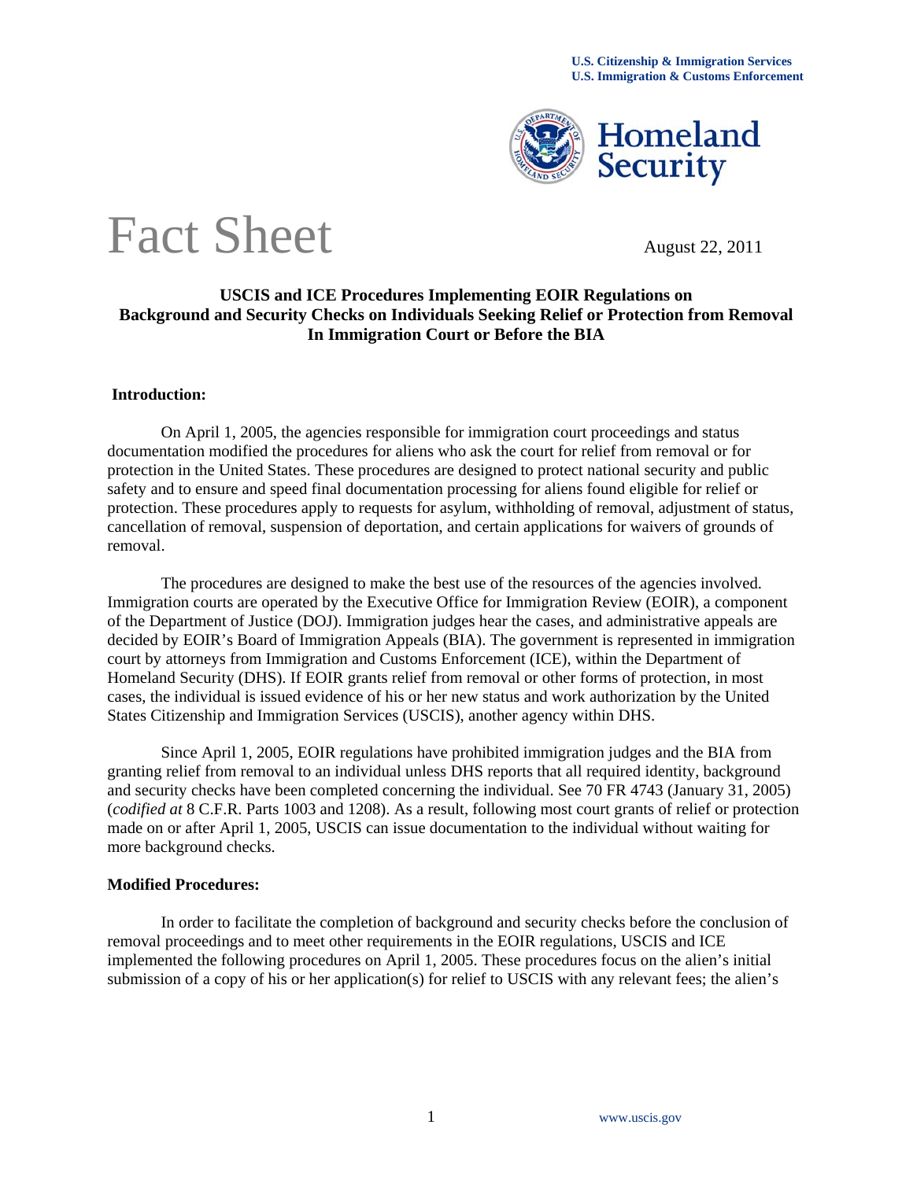U.S. Citizenship & Immigration Services
U.S. Immigration & Customs Enforcement

Homeland Security

# Fact Sheet

August 22, 2011

## USCIS and ICE Procedures Implementing EOIR Regulations on Background and Security Checks on Individuals Seeking Relief or Protection from Removal In Immigration Court or Before the BIA

### Introduction:

On April 1, 2005, the agencies responsible for immigration court proceedings and status documentation modified the procedures for aliens who ask the court for relief from removal or for protection in the United States. These procedures are designed to protect national security and public safety and to ensure and speed final documentation processing for aliens found eligible for relief or protection. These procedures apply to requests for asylum, withholding of removal, adjustment of status, cancellation of removal, suspension of deportation, and certain applications for waivers of grounds of removal.

The procedures are designed to make the best use of the resources of the agencies involved. Immigration courts are operated by the Executive Office for Immigration Review (EOIR), a component of the Department of Justice (DOJ). Immigration judges hear the cases, and administrative appeals are decided by EOIR's Board of Immigration Appeals (BIA). The government is represented in immigration court by attorneys from Immigration and Customs Enforcement (ICE), within the Department of Homeland Security (DHS). If EOIR grants relief from removal or other forms of protection, in most cases, the individual is issued evidence of his or her new status and work authorization by the United States Citizenship and Immigration Services (USCIS), another agency within DHS.

Since April 1, 2005, EOIR regulations have prohibited immigration judges and the BIA from granting relief from removal to an individual unless DHS reports that all required identity, background and security checks have been completed concerning the individual. See 70 FR 4743 (January 31, 2005) (*codified at* 8 C.F.R. Parts 1003 and 1208). As a result, following most court grants of relief or protection made on or after April 1, 2005, USCIS can issue documentation to the individual without waiting for more background checks.

### Modified Procedures:

In order to facilitate the completion of background and security checks before the conclusion of removal proceedings and to meet other requirements in the EOIR regulations, USCIS and ICE implemented the following procedures on April 1, 2005. These procedures focus on the alien's initial submission of a copy of his or her application(s) for relief to USCIS with any relevant fees; the alien's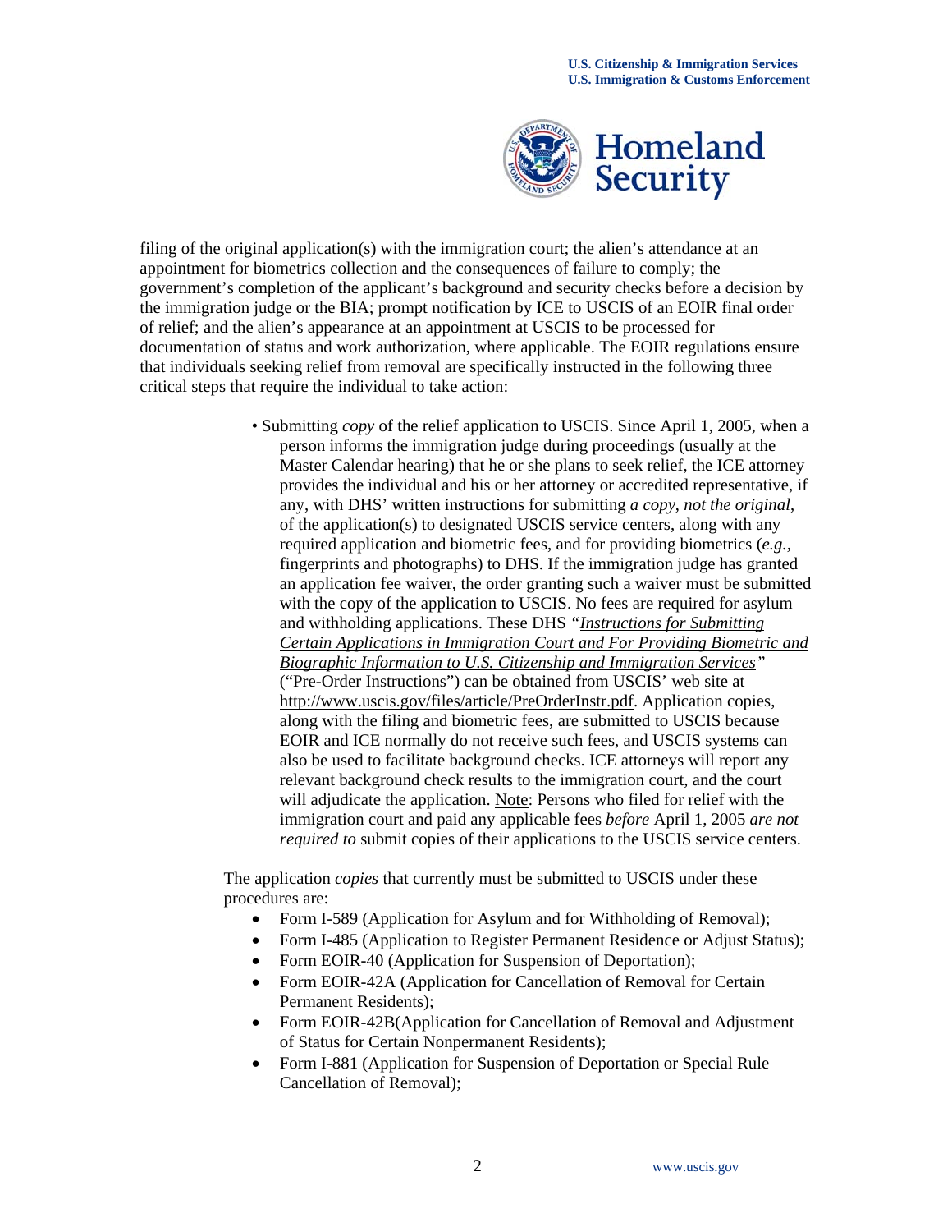filing of the original application(s) with the immigration court; the alien's attendance at an appointment for biometrics collection and the consequences of failure to comply; the government's completion of the applicant's background and security checks before a decision by the immigration judge or the BIA; prompt notification by ICE to USCIS of an EOIR final order of relief; and the alien's appearance at an appointment at USCIS to be processed for documentation of status and work authorization, where applicable. The EOIR regulations ensure that individuals seeking relief from removal are specifically instructed in the following three critical steps that require the individual to take action:

- Submitting *copy* of the relief application to USCIS. Since April 1, 2005, when a person informs the immigration judge during proceedings (usually at the Master Calendar hearing) that he or she plans to seek relief, the ICE attorney provides the individual and his or her attorney or accredited representative, if any, with DHS' written instructions for submitting *a copy*, *not the original*, of the application(s) to designated USCIS service centers, along with any required application and biometric fees, and for providing biometrics (*e.g.*, fingerprints and photographs) to DHS. If the immigration judge has granted an application fee waiver, the order granting such a waiver must be submitted with the copy of the application to USCIS. No fees are required for asylum and withholding applications. These DHS *"Instructions for Submitting Certain Applications in Immigration Court and For Providing Biometric and Biographic Information to U.S. Citizenship and Immigration Services"* ("Pre-Order Instructions") can be obtained from USCIS' web site at http://www.uscis.gov/files/article/PreOrderInstr.pdf. Application copies, along with the filing and biometric fees, are submitted to USCIS because EOIR and ICE normally do not receive such fees, and USCIS systems can also be used to facilitate background checks. ICE attorneys will report any relevant background check results to the immigration court, and the court will adjudicate the application. Note: Persons who filed for relief with the immigration court and paid any applicable fees *before* April 1, 2005 *are not required to* submit copies of their applications to the USCIS service centers.

The application *copies* that currently must be submitted to USCIS under these procedures are:

- Form I-589 (Application for Asylum and for Withholding of Removal);
- Form I-485 (Application to Register Permanent Residence or Adjust Status);
- Form EOIR-40 (Application for Suspension of Deportation);
- Form EOIR-42A (Application for Cancellation of Removal for Certain Permanent Residents);
- Form EOIR-42B(Application for Cancellation of Removal and Adjustment of Status for Certain Nonpermanent Residents);
- Form I-881 (Application for Suspension of Deportation or Special Rule Cancellation of Removal);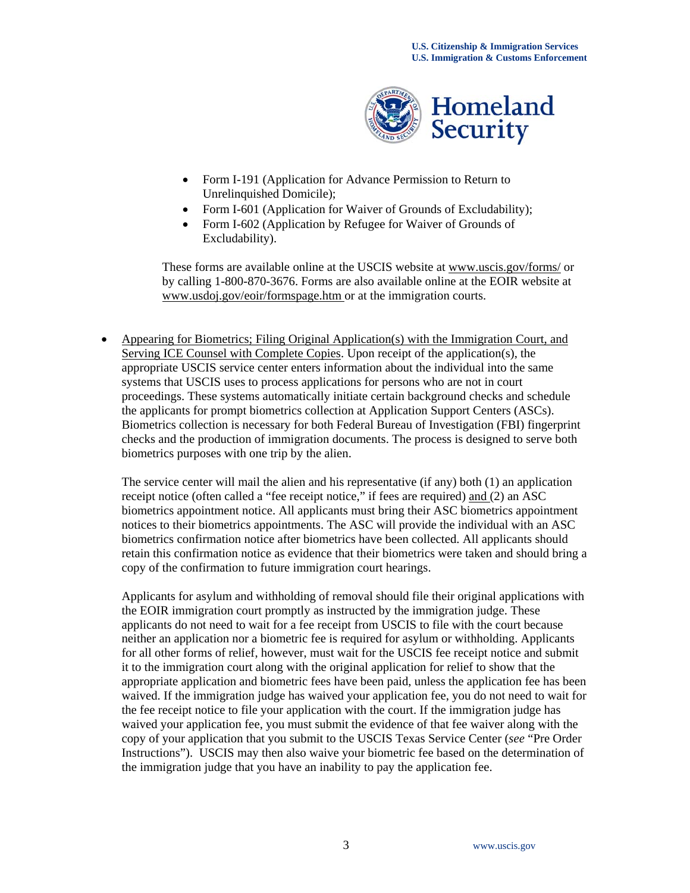- Form I-191 (Application for Advance Permission to Return to Unrelinquished Domicile);
- Form I-601 (Application for Waiver of Grounds of Excludability);
- Form I-602 (Application by Refugee for Waiver of Grounds of Excludability).

These forms are available online at the USCIS website at www.uscis.gov/forms/ or by calling 1-800-870-3676. Forms are also available online at the EOIR website at www.usdoj.gov/eoir/formspage.htm or at the immigration courts.

- Appearing for Biometrics; Filing Original Application(s) with the Immigration Court, and Serving ICE Counsel with Complete Copies. Upon receipt of the application(s), the appropriate USCIS service center enters information about the individual into the same systems that USCIS uses to process applications for persons who are not in court proceedings. These systems automatically initiate certain background checks and schedule the applicants for prompt biometrics collection at Application Support Centers (ASCs). Biometrics collection is necessary for both Federal Bureau of Investigation (FBI) fingerprint checks and the production of immigration documents. The process is designed to serve both biometrics purposes with one trip by the alien.

  The service center will mail the alien and his representative (if any) both (1) an application receipt notice (often called a "fee receipt notice," if fees are required) and (2) an ASC biometrics appointment notice. All applicants must bring their ASC biometrics appointment notices to their biometrics appointments. The ASC will provide the individual with an ASC biometrics confirmation notice after biometrics have been collected. All applicants should retain this confirmation notice as evidence that their biometrics were taken and should bring a copy of the confirmation to future immigration court hearings.

  Applicants for asylum and withholding of removal should file their original applications with the EOIR immigration court promptly as instructed by the immigration judge. These applicants do not need to wait for a fee receipt from USCIS to file with the court because neither an application nor a biometric fee is required for asylum or withholding. Applicants for all other forms of relief, however, must wait for the USCIS fee receipt notice and submit it to the immigration court along with the original application for relief to show that the appropriate application and biometric fees have been paid, unless the application fee has been waived. If the immigration judge has waived your application fee, you do not need to wait for the fee receipt notice to file your application with the court. If the immigration judge has waived your application fee, you must submit the evidence of that fee waiver along with the copy of your application that you submit to the USCIS Texas Service Center (*see* "Pre Order Instructions"). USCIS may then also waive your biometric fee based on the determination of the immigration judge that you have an inability to pay the application fee.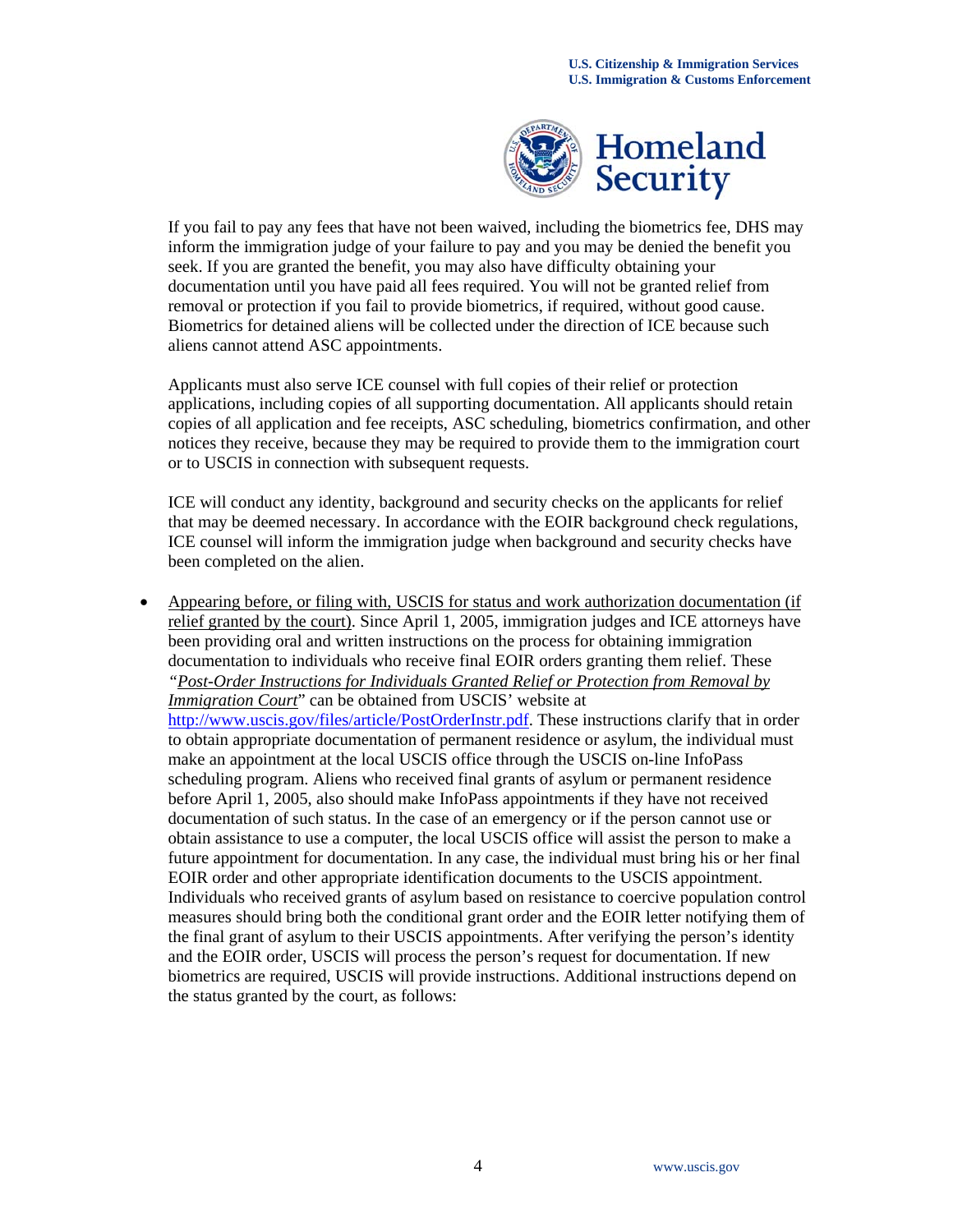If you fail to pay any fees that have not been waived, including the biometrics fee, DHS may inform the immigration judge of your failure to pay and you may be denied the benefit you seek. If you are granted the benefit, you may also have difficulty obtaining your documentation until you have paid all fees required. You will not be granted relief from removal or protection if you fail to provide biometrics, if required, without good cause. Biometrics for detained aliens will be collected under the direction of ICE because such aliens cannot attend ASC appointments.

Applicants must also serve ICE counsel with full copies of their relief or protection applications, including copies of all supporting documentation. All applicants should retain copies of all application and fee receipts, ASC scheduling, biometrics confirmation, and other notices they receive, because they may be required to provide them to the immigration court or to USCIS in connection with subsequent requests.

ICE will conduct any identity, background and security checks on the applicants for relief that may be deemed necessary. In accordance with the EOIR background check regulations, ICE counsel will inform the immigration judge when background and security checks have been completed on the alien.

- Appearing before, or filing with, USCIS for status and work authorization documentation (if relief granted by the court). Since April 1, 2005, immigration judges and ICE attorneys have been providing oral and written instructions on the process for obtaining immigration documentation to individuals who receive final EOIR orders granting them relief. These "*Post-Order Instructions for Individuals Granted Relief or Protection from Removal by Immigration Court*" can be obtained from USCIS' website at http://www.uscis.gov/files/article/PostOrderInstr.pdf. These instructions clarify that in order to obtain appropriate documentation of permanent residence or asylum, the individual must make an appointment at the local USCIS office through the USCIS on-line InfoPass scheduling program. Aliens who received final grants of asylum or permanent residence before April 1, 2005, also should make InfoPass appointments if they have not received documentation of such status. In the case of an emergency or if the person cannot use or obtain assistance to use a computer, the local USCIS office will assist the person to make a future appointment for documentation. In any case, the individual must bring his or her final EOIR order and other appropriate identification documents to the USCIS appointment. Individuals who received grants of asylum based on resistance to coercive population control measures should bring both the conditional grant order and the EOIR letter notifying them of the final grant of asylum to their USCIS appointments. After verifying the person's identity and the EOIR order, USCIS will process the person's request for documentation. If new biometrics are required, USCIS will provide instructions. Additional instructions depend on the status granted by the court, as follows: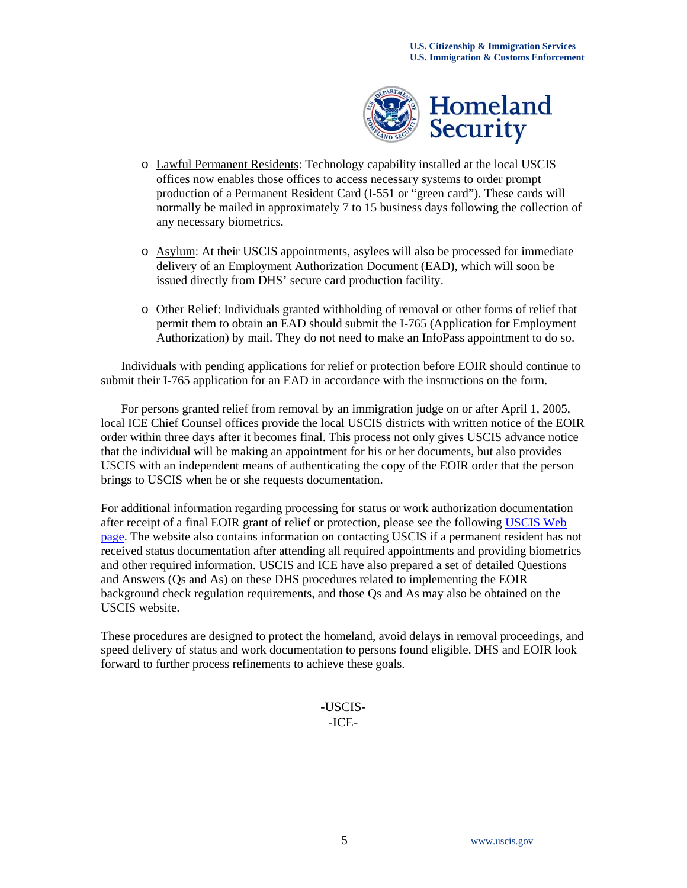- Lawful Permanent Residents: Technology capability installed at the local USCIS offices now enables those offices to access necessary systems to order prompt production of a Permanent Resident Card (I-551 or "green card"). These cards will normally be mailed in approximately 7 to 15 business days following the collection of any necessary biometrics.

- Asylum: At their USCIS appointments, asylees will also be processed for immediate delivery of an Employment Authorization Document (EAD), which will soon be issued directly from DHS' secure card production facility.

- Other Relief: Individuals granted withholding of removal or other forms of relief that permit them to obtain an EAD should submit the I-765 (Application for Employment Authorization) by mail. They do not need to make an InfoPass appointment to do so.

Individuals with pending applications for relief or protection before EOIR should continue to submit their I-765 application for an EAD in accordance with the instructions on the form.

For persons granted relief from removal by an immigration judge on or after April 1, 2005, local ICE Chief Counsel offices provide the local USCIS districts with written notice of the EOIR order within three days after it becomes final. This process not only gives USCIS advance notice that the individual will be making an appointment for his or her documents, but also provides USCIS with an independent means of authenticating the copy of the EOIR order that the person brings to USCIS when he or she requests documentation.

For additional information regarding processing for status or work authorization documentation after receipt of a final EOIR grant of relief or protection, please see the following USCIS Web page. The website also contains information on contacting USCIS if a permanent resident has not received status documentation after attending all required appointments and providing biometrics and other required information. USCIS and ICE have also prepared a set of detailed Questions and Answers (Qs and As) on these DHS procedures related to implementing the EOIR background check regulation requirements, and those Qs and As may also be obtained on the USCIS website.

These procedures are designed to protect the homeland, avoid delays in removal proceedings, and speed delivery of status and work documentation to persons found eligible. DHS and EOIR look forward to further process refinements to achieve these goals.

-USCIS-
-ICE-